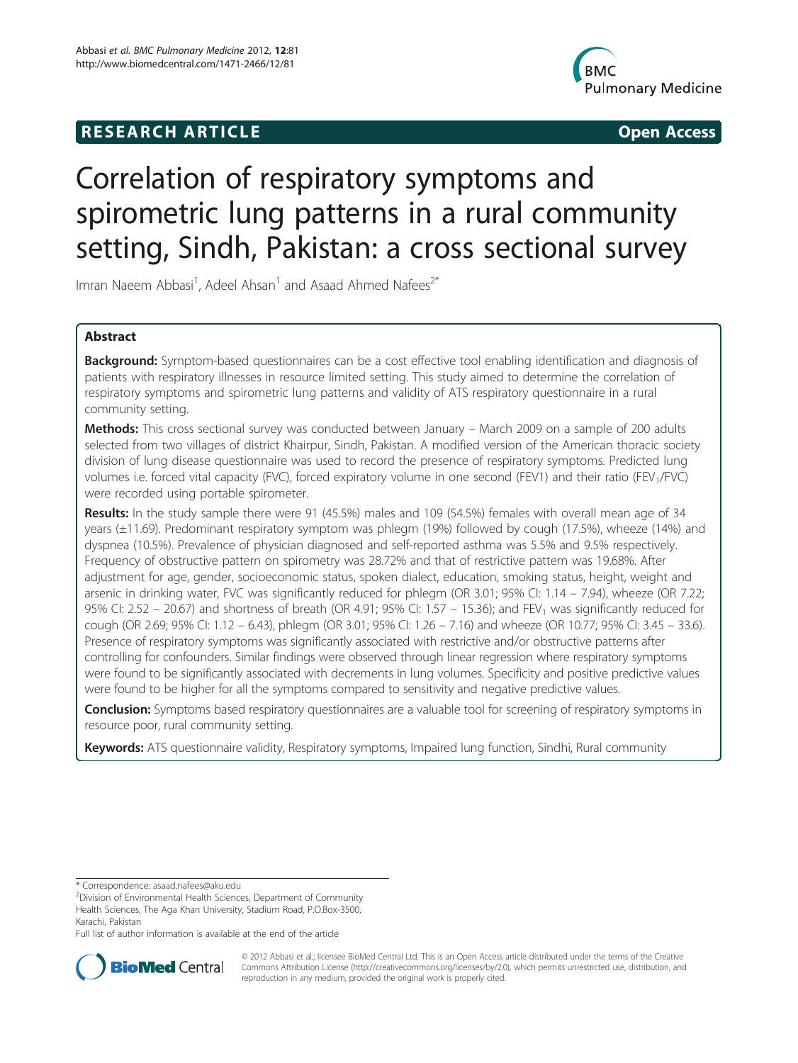RESEARCH ARTICLE **Open Access**

# Correlation of respiratory symptoms and spirometric lung patterns in a rural community setting, Sindh, Pakistan: a cross sectional survey

Imran Naeem Abbasi[1], Adeel Ahsan[1] and Asaad Ahmed Nafees[2*]

## Abstract

**Background:** Symptom-based questionnaires can be a cost effective tool enabling identification and diagnosis of patients with respiratory illnesses in resource limited setting. This study aimed to determine the correlation of respiratory symptoms and spirometric lung patterns and validity of ATS respiratory questionnaire in a rural community setting.

**Methods:** This cross sectional survey was conducted between January – March 2009 on a sample of 200 adults selected from two villages of district Khairpur, Sindh, Pakistan. A modified version of the American thoracic society division of lung disease questionnaire was used to record the presence of respiratory symptoms. Predicted lung volumes i.e. forced vital capacity (FVC), forced expiratory volume in one second (FEV1) and their ratio ($FEV_1$/FVC) were recorded using portable spirometer.

**Results:** In the study sample there were 91 (45.5%) males and 109 (54.5%) females with overall mean age of 34 years (±11.69). Predominant respiratory symptom was phlegm (19%) followed by cough (17.5%), wheeze (14%) and dyspnea (10.5%). Prevalence of physician diagnosed and self-reported asthma was 5.5% and 9.5% respectively. Frequency of obstructive pattern on spirometry was 28.72% and that of restrictive pattern was 19.68%. After adjustment for age, gender, socioeconomic status, spoken dialect, education, smoking status, height, weight and arsenic in drinking water, FVC was significantly reduced for phlegm (OR 3.01; 95% CI: 1.14 – 7.94), wheeze (OR 7.22; 95% CI: 2.52 – 20.67) and shortness of breath (OR 4.91; 95% CI: 1.57 – 15.36); and $FEV_1$ was significantly reduced for cough (OR 2.69; 95% CI: 1.12 – 6.43), phlegm (OR 3.01; 95% CI: 1.26 – 7.16) and wheeze (OR 10.77; 95% CI: 3.45 – 33.6). Presence of respiratory symptoms was significantly associated with restrictive and/or obstructive patterns after controlling for confounders. Similar findings were observed through linear regression where respiratory symptoms were found to be significantly associated with decrements in lung volumes. Specificity and positive predictive values were found to be higher for all the symptoms compared to sensitivity and negative predictive values.

**Conclusion:** Symptoms based respiratory questionnaires are a valuable tool for screening of respiratory symptoms in resource poor, rural community setting.

**Keywords:** ATS questionnaire validity, Respiratory symptoms, Impaired lung function, Sindhi, Rural community

---

* Correspondence: asaad.nafees@aku.edu
[2]Division of Environmental Health Sciences, Department of Community Health Sciences, The Aga Khan University, Stadium Road, P.O.Box-3500, Karachi, Pakistan
Full list of author information is available at the end of the article

© 2012 Abbasi et al.; licensee BioMed Central Ltd. This is an Open Access article distributed under the terms of the Creative Commons Attribution License (http://creativecommons.org/licenses/by/2.0), which permits unrestricted use, distribution, and reproduction in any medium, provided the original work is properly cited.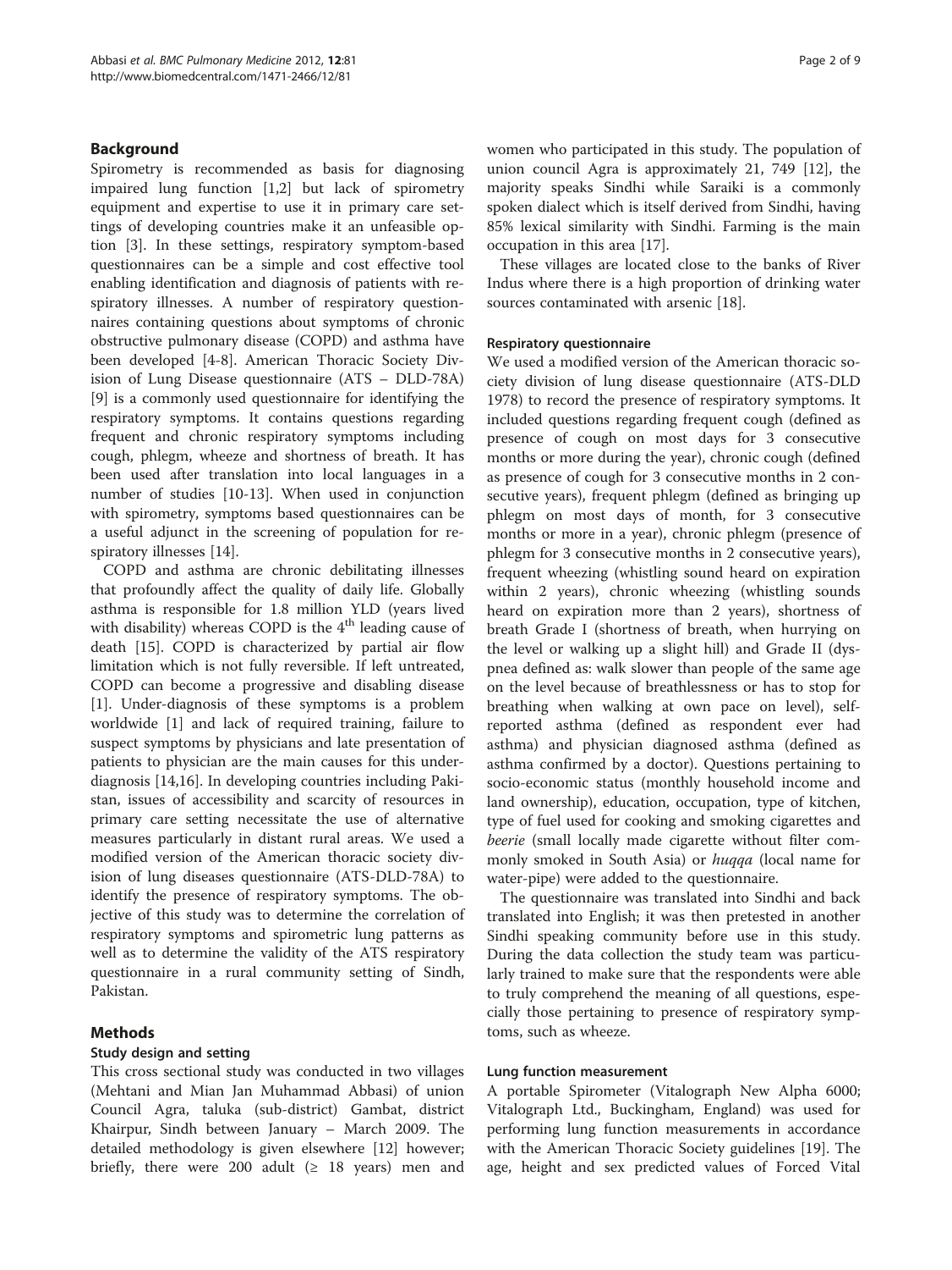## Background

Spirometry is recommended as basis for diagnosing impaired lung function [1,2] but lack of spirometry equipment and expertise to use it in primary care settings of developing countries make it an unfeasible option [3]. In these settings, respiratory symptom-based questionnaires can be a simple and cost effective tool enabling identification and diagnosis of patients with respiratory illnesses. A number of respiratory questionnaires containing questions about symptoms of chronic obstructive pulmonary disease (COPD) and asthma have been developed [4-8]. American Thoracic Society Division of Lung Disease questionnaire (ATS – DLD-78A) [9] is a commonly used questionnaire for identifying the respiratory symptoms. It contains questions regarding frequent and chronic respiratory symptoms including cough, phlegm, wheeze and shortness of breath. It has been used after translation into local languages in a number of studies [10-13]. When used in conjunction with spirometry, symptoms based questionnaires can be a useful adjunct in the screening of population for respiratory illnesses [14].

COPD and asthma are chronic debilitating illnesses that profoundly affect the quality of daily life. Globally asthma is responsible for 1.8 million YLD (years lived with disability) whereas COPD is the 4th leading cause of death [15]. COPD is characterized by partial air flow limitation which is not fully reversible. If left untreated, COPD can become a progressive and disabling disease [1]. Under-diagnosis of these symptoms is a problem worldwide [1] and lack of required training, failure to suspect symptoms by physicians and late presentation of patients to physician are the main causes for this under-diagnosis [14,16]. In developing countries including Pakistan, issues of accessibility and scarcity of resources in primary care setting necessitate the use of alternative measures particularly in distant rural areas. We used a modified version of the American thoracic society division of lung diseases questionnaire (ATS-DLD-78A) to identify the presence of respiratory symptoms. The objective of this study was to determine the correlation of respiratory symptoms and spirometric lung patterns as well as to determine the validity of the ATS respiratory questionnaire in a rural community setting of Sindh, Pakistan.

## Methods

### Study design and setting

This cross sectional study was conducted in two villages (Mehtani and Mian Jan Muhammad Abbasi) of union Council Agra, taluka (sub-district) Gambat, district Khairpur, Sindh between January – March 2009. The detailed methodology is given elsewhere [12] however; briefly, there were 200 adult (≥ 18 years) men and women who participated in this study. The population of union council Agra is approximately 21, 749 [12], the majority speaks Sindhi while Saraiki is a commonly spoken dialect which is itself derived from Sindhi, having 85% lexical similarity with Sindhi. Farming is the main occupation in this area [17].

These villages are located close to the banks of River Indus where there is a high proportion of drinking water sources contaminated with arsenic [18].

### Respiratory questionnaire

We used a modified version of the American thoracic society division of lung disease questionnaire (ATS-DLD 1978) to record the presence of respiratory symptoms. It included questions regarding frequent cough (defined as presence of cough on most days for 3 consecutive months or more during the year), chronic cough (defined as presence of cough for 3 consecutive months in 2 consecutive years), frequent phlegm (defined as bringing up phlegm on most days of month, for 3 consecutive months or more in a year), chronic phlegm (presence of phlegm for 3 consecutive months in 2 consecutive years), frequent wheezing (whistling sound heard on expiration within 2 years), chronic wheezing (whistling sounds heard on expiration more than 2 years), shortness of breath Grade I (shortness of breath, when hurrying on the level or walking up a slight hill) and Grade II (dyspnea defined as: walk slower than people of the same age on the level because of breathlessness or has to stop for breathing when walking at own pace on level), self-reported asthma (defined as respondent ever had asthma) and physician diagnosed asthma (defined as asthma confirmed by a doctor). Questions pertaining to socio-economic status (monthly household income and land ownership), education, occupation, type of kitchen, type of fuel used for cooking and smoking cigarettes and *beerie* (small locally made cigarette without filter commonly smoked in South Asia) or *huqqa* (local name for water-pipe) were added to the questionnaire.

The questionnaire was translated into Sindhi and back translated into English; it was then pretested in another Sindhi speaking community before use in this study. During the data collection the study team was particularly trained to make sure that the respondents were able to truly comprehend the meaning of all questions, especially those pertaining to presence of respiratory symptoms, such as wheeze.

### Lung function measurement

A portable Spirometer (Vitalograph New Alpha 6000; Vitalograph Ltd., Buckingham, England) was used for performing lung function measurements in accordance with the American Thoracic Society guidelines [19]. The age, height and sex predicted values of Forced Vital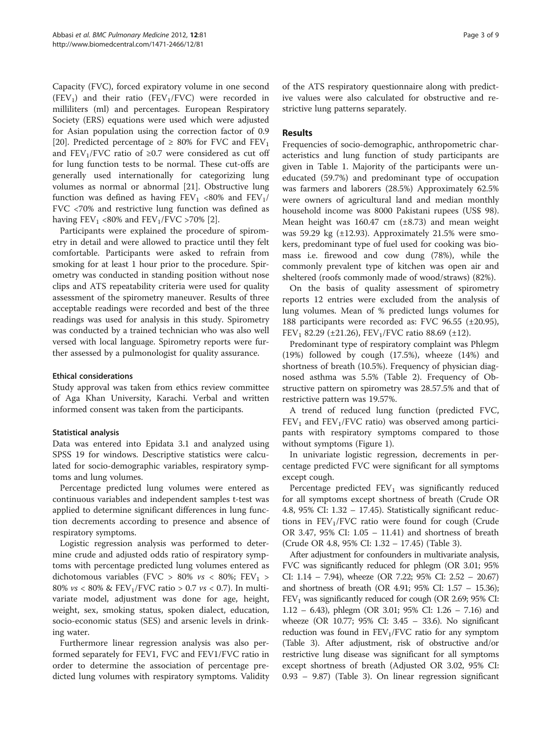Capacity (FVC), forced expiratory volume in one second ($FEV_1$) and their ratio ($FEV_1$/FVC) were recorded in milliliters (ml) and percentages. European Respiratory Society (ERS) equations were used which were adjusted for Asian population using the correction factor of 0.9 [20]. Predicted percentage of ≥ 80% for FVC and $FEV_1$ and $FEV_1$/FVC ratio of ≥0.7 were considered as cut off for lung function tests to be normal. These cut-offs are generally used internationally for categorizing lung volumes as normal or abnormal [21]. Obstructive lung function was defined as having $FEV_1$ <80% and $FEV_1$/FVC <70% and restrictive lung function was defined as having $FEV_1$ <80% and $FEV_1$/FVC >70% [2].

Participants were explained the procedure of spirometry in detail and were allowed to practice until they felt comfortable. Participants were asked to refrain from smoking for at least 1 hour prior to the procedure. Spirometry was conducted in standing position without nose clips and ATS repeatability criteria were used for quality assessment of the spirometry maneuver. Results of three acceptable readings were recorded and best of the three readings was used for analysis in this study. Spirometry was conducted by a trained technician who was also well versed with local language. Spirometry reports were further assessed by a pulmonologist for quality assurance.

### Ethical considerations

Study approval was taken from ethics review committee of Aga Khan University, Karachi. Verbal and written informed consent was taken from the participants.

### Statistical analysis

Data was entered into Epidata 3.1 and analyzed using SPSS 19 for windows. Descriptive statistics were calculated for socio-demographic variables, respiratory symptoms and lung volumes.

Percentage predicted lung volumes were entered as continuous variables and independent samples t-test was applied to determine significant differences in lung function decrements according to presence and absence of respiratory symptoms.

Logistic regression analysis was performed to determine crude and adjusted odds ratio of respiratory symptoms with percentage predicted lung volumes entered as dichotomous variables (FVC > 80% *vs* < 80%; $FEV_1$ > 80% *vs* < 80% & $FEV_1$/FVC ratio > 0.7 *vs* < 0.7). In multivariate model, adjustment was done for age, height, weight, sex, smoking status, spoken dialect, education, socio-economic status (SES) and arsenic levels in drinking water.

Furthermore linear regression analysis was also performed separately for FEV1, FVC and FEV1/FVC ratio in order to determine the association of percentage predicted lung volumes with respiratory symptoms. Validity of the ATS respiratory questionnaire along with predictive values were also calculated for obstructive and restrictive lung patterns separately.

## Results

Frequencies of socio-demographic, anthropometric characteristics and lung function of study participants are given in Table 1. Majority of the participants were uneducated (59.7%) and predominant type of occupation was farmers and laborers (28.5%) Approximately 62.5% were owners of agricultural land and median monthly household income was 8000 Pakistani rupees (US$ 98). Mean height was 160.47 cm (±8.73) and mean weight was 59.29 kg (±12.93). Approximately 21.5% were smokers, predominant type of fuel used for cooking was biomass i.e. firewood and cow dung (78%), while the commonly prevalent type of kitchen was open air and sheltered (roofs commonly made of wood/straws) (82%).

On the basis of quality assessment of spirometry reports 12 entries were excluded from the analysis of lung volumes. Mean of % predicted lungs volumes for 188 participants were recorded as: FVC 96.55 (±20.95), $FEV_1$ 82.29 (±21.26), $FEV_1$/FVC ratio 88.69 (±12).

Predominant type of respiratory complaint was Phlegm (19%) followed by cough (17.5%), wheeze (14%) and shortness of breath (10.5%). Frequency of physician diagnosed asthma was 5.5% (Table 2). Frequency of Obstructive pattern on spirometry was 28.57.5% and that of restrictive pattern was 19.57%.

A trend of reduced lung function (predicted FVC, $FEV_1$ and $FEV_1$/FVC ratio) was observed among participants with respiratory symptoms compared to those without symptoms (Figure 1).

In univariate logistic regression, decrements in percentage predicted FVC were significant for all symptoms except cough.

Percentage predicted $FEV_1$ was significantly reduced for all symptoms except shortness of breath (Crude OR 4.8, 95% CI: 1.32 – 17.45). Statistically significant reductions in $FEV_1$/FVC ratio were found for cough (Crude OR 3.47, 95% CI: 1.05 – 11.41) and shortness of breath (Crude OR 4.8, 95% CI: 1.32 – 17.45) (Table 3).

After adjustment for confounders in multivariate analysis, FVC was significantly reduced for phlegm (OR 3.01; 95% CI: 1.14 – 7.94), wheeze (OR 7.22; 95% CI: 2.52 – 20.67) and shortness of breath (OR 4.91; 95% CI: 1.57 – 15.36); $FEV_1$ was significantly reduced for cough (OR 2.69; 95% CI: 1.12 – 6.43), phlegm (OR 3.01; 95% CI: 1.26 – 7.16) and wheeze (OR 10.77; 95% CI: 3.45 – 33.6). No significant reduction was found in $FEV_1$/FVC ratio for any symptom (Table 3). After adjustment, risk of obstructive and/or restrictive lung disease was significant for all symptoms except shortness of breath (Adjusted OR 3.02, 95% CI: 0.93 – 9.87) (Table 3). On linear regression significant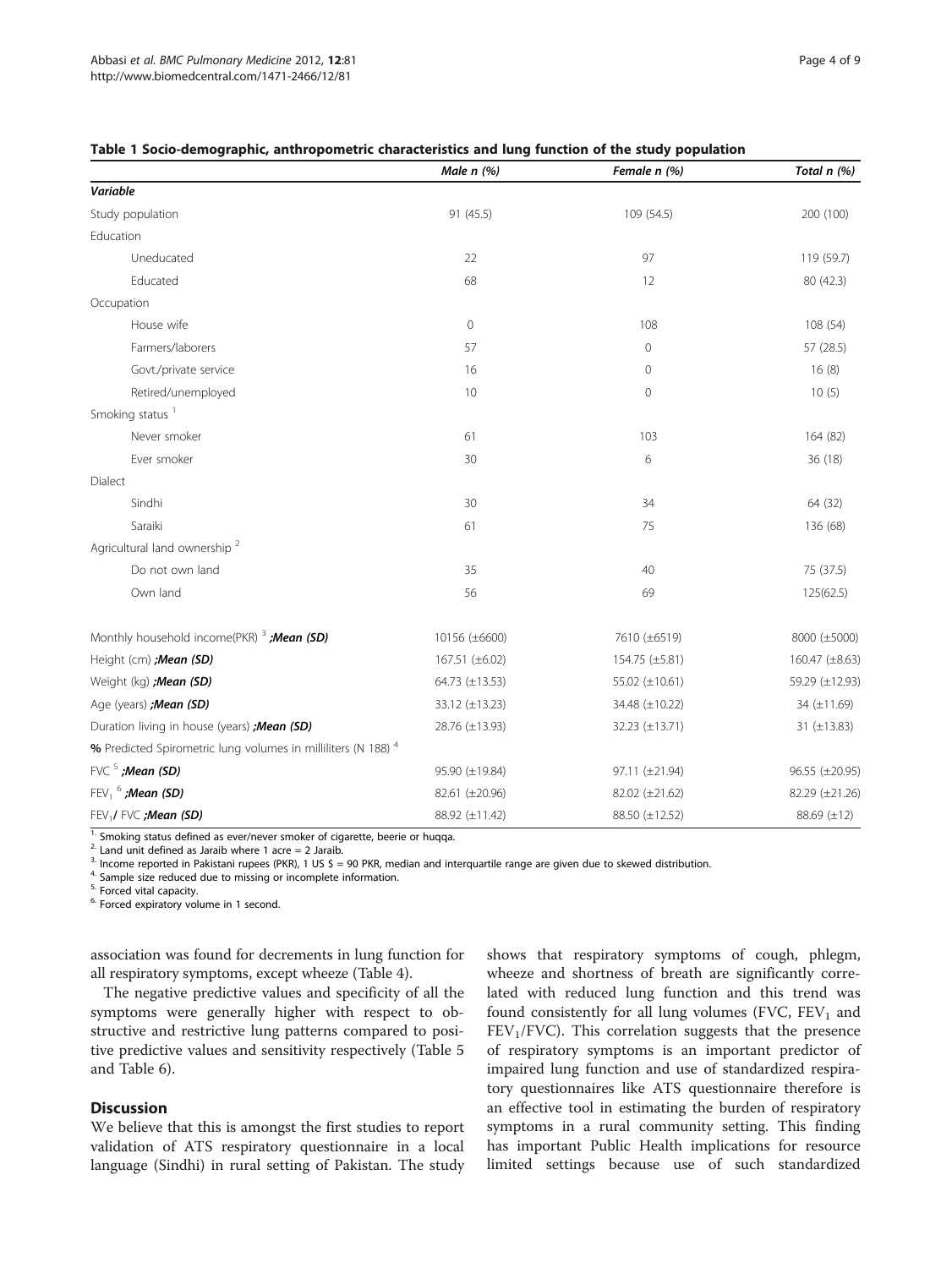**Table 1 Socio-demographic, anthropometric characteristics and lung function of the study population**

| | Male n (%) | Female n (%) | Total n (%) |
|---|---|---|---|
| ***Variable*** | | | |
| Study population | 91 (45.5) | 109 (54.5) | 200 (100) |
| Education | | | |
| Uneducated | 22 | 97 | 119 (59.7) |
| Educated | 68 | 12 | 80 (42.3) |
| Occupation | | | |
| House wife | 0 | 108 | 108 (54) |
| Farmers/laborers | 57 | 0 | 57 (28.5) |
| Govt./private service | 16 | 0 | 16 (8) |
| Retired/unemployed | 10 | 0 | 10 (5) |
| Smoking status [1] | | | |
| Never smoker | 61 | 103 | 164 (82) |
| Ever smoker | 30 | 6 | 36 (18) |
| Dialect | | | |
| Sindhi | 30 | 34 | 64 (32) |
| Saraiki | 61 | 75 | 136 (68) |
| Agricultural land ownership [2] | | | |
| Do not own land | 35 | 40 | 75 (37.5) |
| Own land | 56 | 69 | 125(62.5) |
| Monthly household income(PKR) [3] ***;Mean (SD)*** | 10156 (±6600) | 7610 (±6519) | 8000 (±5000) |
| Height (cm) ***;Mean (SD)*** | 167.51 (±6.02) | 154.75 (±5.81) | 160.47 (±8.63) |
| Weight (kg) ***;Mean (SD)*** | 64.73 (±13.53) | 55.02 (±10.61) | 59.29 (±12.93) |
| Age (years) ***;Mean (SD)*** | 33.12 (±13.23) | 34.48 (±10.22) | 34 (±11.69) |
| Duration living in house (years) ***;Mean (SD)*** | 28.76 (±13.93) | 32.23 (±13.71) | 31 (±13.83) |
| **%** Predicted Spirometric lung volumes in milliliters (N 188) [4] | | | |
| FVC [5] ***;Mean (SD)*** | 95.90 (±19.84) | 97.11 (±21.94) | 96.55 (±20.95) |
| $FEV_1$ [6] ***;Mean (SD)*** | 82.61 (±20.96) | 82.02 (±21.62) | 82.29 (±21.26) |
| $FEV_1$**/** FVC ***;Mean (SD)*** | 88.92 (±11.42) | 88.50 (±12.52) | 88.69 (±12) |

1. Smoking status defined as ever/never smoker of cigarette, beerie or huqqa.
2. Land unit defined as Jaraib where 1 acre = 2 Jaraib.
3. Income reported in Pakistani rupees (PKR), 1 US $ = 90 PKR, median and interquartile range are given due to skewed distribution.
4. Sample size reduced due to missing or incomplete information.
5. Forced vital capacity.
6. Forced expiratory volume in 1 second.

association was found for decrements in lung function for all respiratory symptoms, except wheeze (Table 4).

The negative predictive values and specificity of all the symptoms were generally higher with respect to obstructive and restrictive lung patterns compared to positive predictive values and sensitivity respectively (Table 5 and Table 6).

## Discussion

We believe that this is amongst the first studies to report validation of ATS respiratory questionnaire in a local language (Sindhi) in rural setting of Pakistan. The study shows that respiratory symptoms of cough, phlegm, wheeze and shortness of breath are significantly correlated with reduced lung function and this trend was found consistently for all lung volumes (FVC, $FEV_1$ and $FEV_1$/FVC). This correlation suggests that the presence of respiratory symptoms is an important predictor of impaired lung function and use of standardized respiratory questionnaires like ATS questionnaire therefore is an effective tool in estimating the burden of respiratory symptoms in a rural community setting. This finding has important Public Health implications for resource limited settings because use of such standardized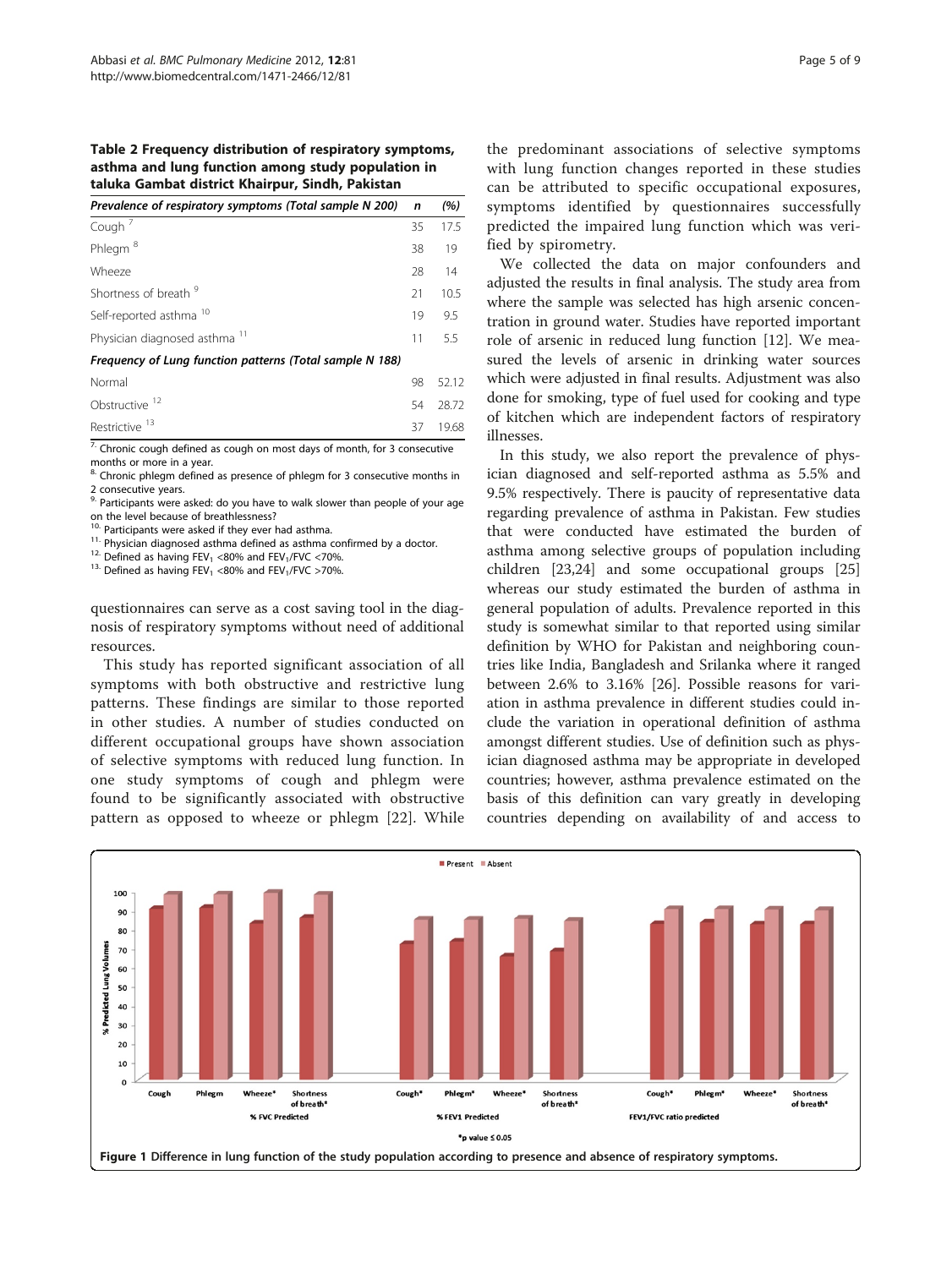**Table 2 Frequency distribution of respiratory symptoms, asthma and lung function among study population in taluka Gambat district Khairpur, Sindh, Pakistan**

| *Prevalence of respiratory symptoms (Total sample N 200)* | *n* | *(%)* |
|---|---|---|
| Cough [7] | 35 | 17.5 |
| Phlegm [8] | 38 | 19 |
| Wheeze | 28 | 14 |
| Shortness of breath [9] | 21 | 10.5 |
| Self-reported asthma [10] | 19 | 9.5 |
| Physician diagnosed asthma [11] | 11 | 5.5 |
| ***Frequency of Lung function patterns (Total sample N 188)*** | | |
| Normal | 98 | 52.12 |
| Obstructive [12] | 54 | 28.72 |
| Restrictive [13] | 37 | 19.68 |

[7.] Chronic cough defined as cough on most days of month, for 3 consecutive months or more in a year.
[8.] Chronic phlegm defined as presence of phlegm for 3 consecutive months in 2 consecutive years.
[9.] Participants were asked: do you have to walk slower than people of your age on the level because of breathlessness?
[10.] Participants were asked if they ever had asthma.
[11.] Physician diagnosed asthma defined as asthma confirmed by a doctor.
[12.] Defined as having $FEV_1$ <80% and $FEV_1$/FVC <70%.
[13.] Defined as having $FEV_1$ <80% and $FEV_1$/FVC >70%.

questionnaires can serve as a cost saving tool in the diagnosis of respiratory symptoms without need of additional resources.

This study has reported significant association of all symptoms with both obstructive and restrictive lung patterns. These findings are similar to those reported in other studies. A number of studies conducted on different occupational groups have shown association of selective symptoms with reduced lung function. In one study symptoms of cough and phlegm were found to be significantly associated with obstructive pattern as opposed to wheeze or phlegm [22]. While the predominant associations of selective symptoms with lung function changes reported in these studies can be attributed to specific occupational exposures, symptoms identified by questionnaires successfully predicted the impaired lung function which was verified by spirometry.

We collected the data on major confounders and adjusted the results in final analysis. The study area from where the sample was selected has high arsenic concentration in ground water. Studies have reported important role of arsenic in reduced lung function [12]. We measured the levels of arsenic in drinking water sources which were adjusted in final results. Adjustment was also done for smoking, type of fuel used for cooking and type of kitchen which are independent factors of respiratory illnesses.

In this study, we also report the prevalence of physician diagnosed and self-reported asthma as 5.5% and 9.5% respectively. There is paucity of representative data regarding prevalence of asthma in Pakistan. Few studies that were conducted have estimated the burden of asthma among selective groups of population including children [23,24] and some occupational groups [25] whereas our study estimated the burden of asthma in general population of adults. Prevalence reported in this study is somewhat similar to that reported using similar definition by WHO for Pakistan and neighboring countries like India, Bangladesh and Srilanka where it ranged between 2.6% to 3.16% [26]. Possible reasons for variation in asthma prevalence in different studies could include the variation in operational definition of asthma amongst different studies. Use of definition such as physician diagnosed asthma may be appropriate in developed countries; however, asthma prevalence estimated on the basis of this definition can vary greatly in developing countries depending on availability of and access to

**Figure 1** Difference in lung function of the study population according to presence and absence of respiratory symptoms.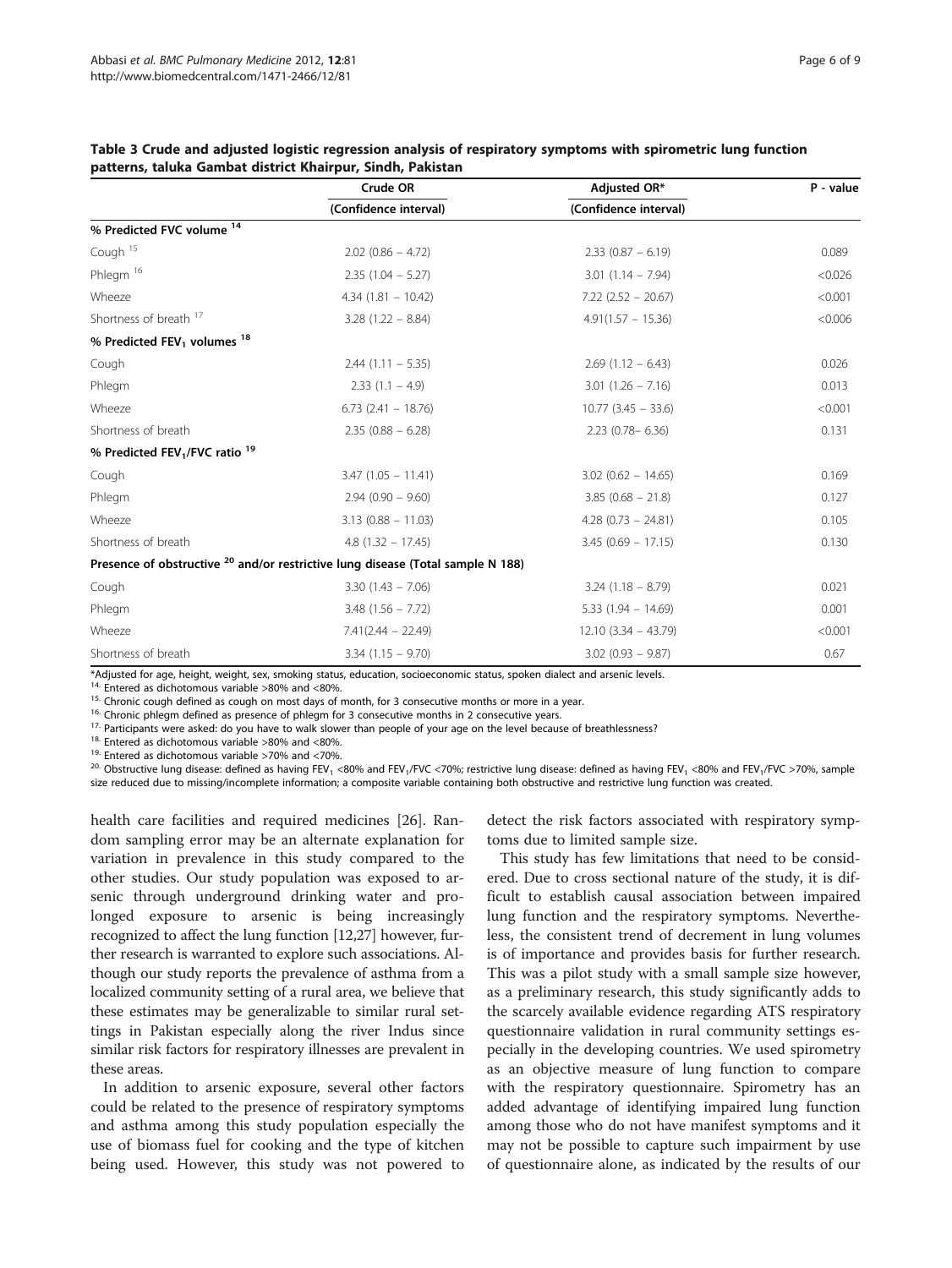**Table 3 Crude and adjusted logistic regression analysis of respiratory symptoms with spirometric lung function patterns, taluka Gambat district Khairpur, Sindh, Pakistan**

| | Crude OR (Confidence interval) | Adjusted OR* (Confidence interval) | P - value |
|---|---|---|---|
| **% Predicted FVC volume [14]** | | | |
| Cough [15] | 2.02 (0.86 – 4.72) | 2.33 (0.87 – 6.19) | 0.089 |
| Phlegm [16] | 2.35 (1.04 – 5.27) | 3.01 (1.14 – 7.94) | <0.026 |
| Wheeze | 4.34 (1.81 – 10.42) | 7.22 (2.52 – 20.67) | <0.001 |
| Shortness of breath [17] | 3.28 (1.22 – 8.84) | 4.91(1.57 – 15.36) | <0.006 |
| **% Predicted $FEV_1$ volumes [18]** | | | |
| Cough | 2.44 (1.11 – 5.35) | 2.69 (1.12 – 6.43) | 0.026 |
| Phlegm | 2.33 (1.1 – 4.9) | 3.01 (1.26 – 7.16) | 0.013 |
| Wheeze | 6.73 (2.41 – 18.76) | 10.77 (3.45 – 33.6) | <0.001 |
| Shortness of breath | 2.35 (0.88 – 6.28) | 2.23 (0.78– 6.36) | 0.131 |
| **% Predicted $FEV_1$/FVC ratio [19]** | | | |
| Cough | 3.47 (1.05 – 11.41) | 3.02 (0.62 – 14.65) | 0.169 |
| Phlegm | 2.94 (0.90 – 9.60) | 3.85 (0.68 – 21.8) | 0.127 |
| Wheeze | 3.13 (0.88 – 11.03) | 4.28 (0.73 – 24.81) | 0.105 |
| Shortness of breath | 4.8 (1.32 – 17.45) | 3.45 (0.69 – 17.15) | 0.130 |
| **Presence of obstructive [20] and/or restrictive lung disease (Total sample N 188)** | | | |
| Cough | 3.30 (1.43 – 7.06) | 3.24 (1.18 – 8.79) | 0.021 |
| Phlegm | 3.48 (1.56 – 7.72) | 5.33 (1.94 – 14.69) | 0.001 |
| Wheeze | 7.41(2.44 – 22.49) | 12.10 (3.34 – 43.79) | <0.001 |
| Shortness of breath | 3.34 (1.15 – 9.70) | 3.02 (0.93 – 9.87) | 0.67 |

*Adjusted for age, height, weight, sex, smoking status, education, socioeconomic status, spoken dialect and arsenic levels.
[14] Entered as dichotomous variable >80% and <80%.
[15] Chronic cough defined as cough on most days of month, for 3 consecutive months or more in a year.
[16] Chronic phlegm defined as presence of phlegm for 3 consecutive months in 2 consecutive years.
[17] Participants were asked: do you have to walk slower than people of your age on the level because of breathlessness?
[18] Entered as dichotomous variable >80% and <80%.
[19] Entered as dichotomous variable >70% and <70%.
[20] Obstructive lung disease: defined as having $FEV_1$ <80% and $FEV_1$/FVC <70%; restrictive lung disease: defined as having $FEV_1$ <80% and $FEV_1$/FVC >70%, sample size reduced due to missing/incomplete information; a composite variable containing both obstructive and restrictive lung function was created.

health care facilities and required medicines [26]. Random sampling error may be an alternate explanation for variation in prevalence in this study compared to the other studies. Our study population was exposed to arsenic through underground drinking water and prolonged exposure to arsenic is being increasingly recognized to affect the lung function [12,27] however, further research is warranted to explore such associations. Although our study reports the prevalence of asthma from a localized community setting of a rural area, we believe that these estimates may be generalizable to similar rural settings in Pakistan especially along the river Indus since similar risk factors for respiratory illnesses are prevalent in these areas.

In addition to arsenic exposure, several other factors could be related to the presence of respiratory symptoms and asthma among this study population especially the use of biomass fuel for cooking and the type of kitchen being used. However, this study was not powered to detect the risk factors associated with respiratory symptoms due to limited sample size.

This study has few limitations that need to be considered. Due to cross sectional nature of the study, it is difficult to establish causal association between impaired lung function and the respiratory symptoms. Nevertheless, the consistent trend of decrement in lung volumes is of importance and provides basis for further research. This was a pilot study with a small sample size however, as a preliminary research, this study significantly adds to the scarcely available evidence regarding ATS respiratory questionnaire validation in rural community settings especially in the developing countries. We used spirometry as an objective measure of lung function to compare with the respiratory questionnaire. Spirometry has an added advantage of identifying impaired lung function among those who do not have manifest symptoms and it may not be possible to capture such impairment by use of questionnaire alone, as indicated by the results of our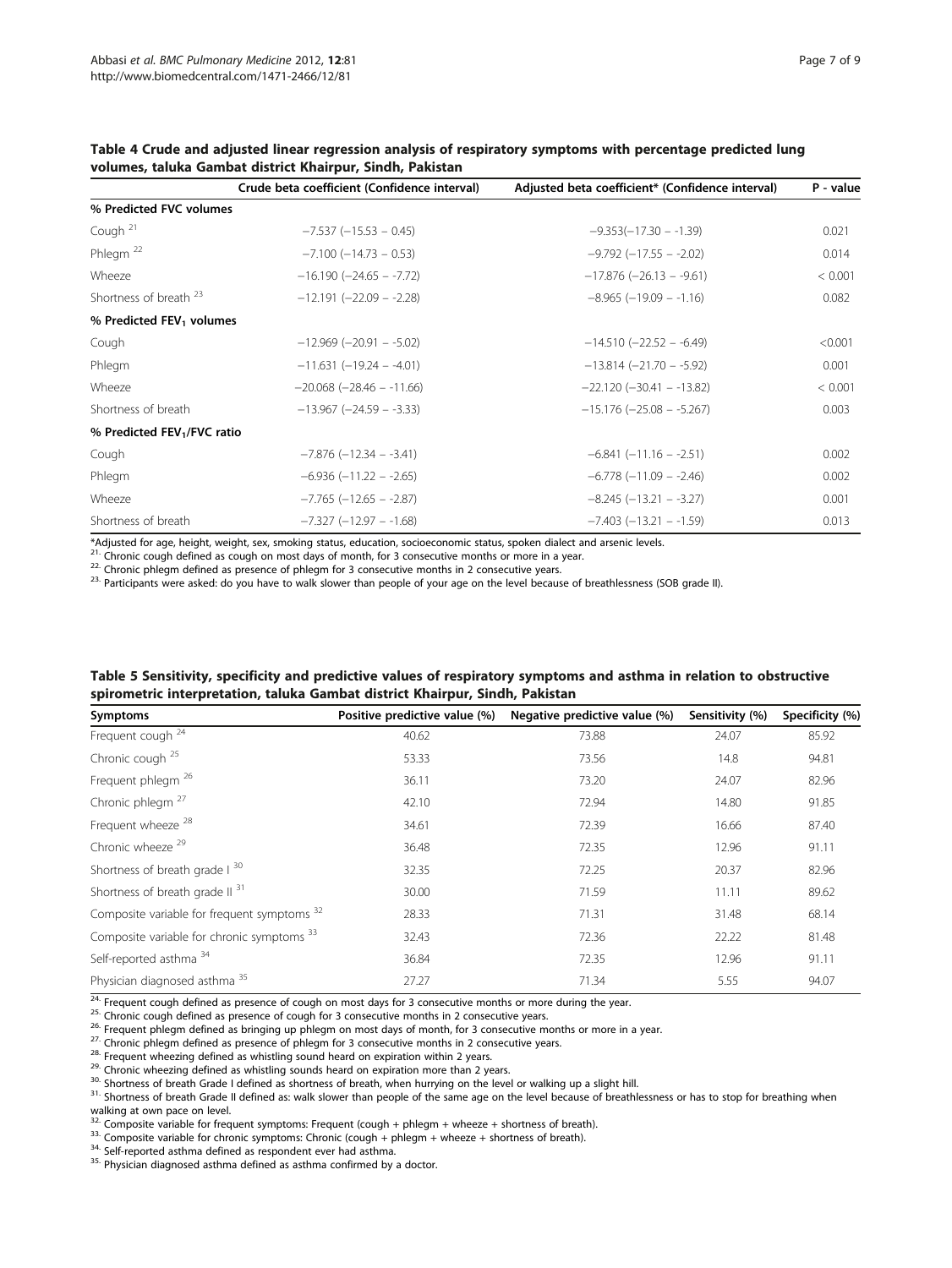**Table 4 Crude and adjusted linear regression analysis of respiratory symptoms with percentage predicted lung volumes, taluka Gambat district Khairpur, Sindh, Pakistan**

| | Crude beta coefficient (Confidence interval) | Adjusted beta coefficient* (Confidence interval) | P - value |
|---|---|---|---|
| **% Predicted FVC volumes** | | | |
| Cough [21] | −7.537 (−15.53 – 0.45) | −9.353(−17.30 – -1.39) | 0.021 |
| Phlegm [22] | −7.100 (−14.73 – 0.53) | −9.792 (−17.55 – -2.02) | 0.014 |
| Wheeze | −16.190 (−24.65 – -7.72) | −17.876 (−26.13 – -9.61) | < 0.001 |
| Shortness of breath [23] | −12.191 (−22.09 – -2.28) | −8.965 (−19.09 – -1.16) | 0.082 |
| **% Predicted $FEV_1$ volumes** | | | |
| Cough | −12.969 (−20.91 – -5.02) | −14.510 (−22.52 – -6.49) | <0.001 |
| Phlegm | −11.631 (−19.24 – -4.01) | −13.814 (−21.70 – -5.92) | 0.001 |
| Wheeze | −20.068 (−28.46 – -11.66) | −22.120 (−30.41 – -13.82) | < 0.001 |
| Shortness of breath | −13.967 (−24.59 – -3.33) | −15.176 (−25.08 – -5.267) | 0.003 |
| **% Predicted $FEV_1$/FVC ratio** | | | |
| Cough | −7.876 (−12.34 – -3.41) | −6.841 (−11.16 – -2.51) | 0.002 |
| Phlegm | −6.936 (−11.22 – -2.65) | −6.778 (−11.09 – -2.46) | 0.002 |
| Wheeze | −7.765 (−12.65 – -2.87) | −8.245 (−13.21 – -3.27) | 0.001 |
| Shortness of breath | −7.327 (−12.97 – -1.68) | −7.403 (−13.21 – -1.59) | 0.013 |

*Adjusted for age, height, weight, sex, smoking status, education, socioeconomic status, spoken dialect and arsenic levels.
[21] Chronic cough defined as cough on most days of month, for 3 consecutive months or more in a year.
[22] Chronic phlegm defined as presence of phlegm for 3 consecutive months in 2 consecutive years.
[23] Participants were asked: do you have to walk slower than people of your age on the level because of breathlessness (SOB grade II).

**Table 5 Sensitivity, specificity and predictive values of respiratory symptoms and asthma in relation to obstructive spirometric interpretation, taluka Gambat district Khairpur, Sindh, Pakistan**

| Symptoms | Positive predictive value (%) | Negative predictive value (%) | Sensitivity (%) | Specificity (%) |
|---|---|---|---|---|
| Frequent cough [24] | 40.62 | 73.88 | 24.07 | 85.92 |
| Chronic cough [25] | 53.33 | 73.56 | 14.8 | 94.81 |
| Frequent phlegm [26] | 36.11 | 73.20 | 24.07 | 82.96 |
| Chronic phlegm [27] | 42.10 | 72.94 | 14.80 | 91.85 |
| Frequent wheeze [28] | 34.61 | 72.39 | 16.66 | 87.40 |
| Chronic wheeze [29] | 36.48 | 72.35 | 12.96 | 91.11 |
| Shortness of breath grade I [30] | 32.35 | 72.25 | 20.37 | 82.96 |
| Shortness of breath grade II [31] | 30.00 | 71.59 | 11.11 | 89.62 |
| Composite variable for frequent symptoms [32] | 28.33 | 71.31 | 31.48 | 68.14 |
| Composite variable for chronic symptoms [33] | 32.43 | 72.36 | 22.22 | 81.48 |
| Self-reported asthma [34] | 36.84 | 72.35 | 12.96 | 91.11 |
| Physician diagnosed asthma [35] | 27.27 | 71.34 | 5.55 | 94.07 |

[24] Frequent cough defined as presence of cough on most days for 3 consecutive months or more during the year.
[25] Chronic cough defined as presence of cough for 3 consecutive months in 2 consecutive years.
[26] Frequent phlegm defined as bringing up phlegm on most days of month, for 3 consecutive months or more in a year.
[27] Chronic phlegm defined as presence of phlegm for 3 consecutive months in 2 consecutive years.
[28] Frequent wheezing defined as whistling sound heard on expiration within 2 years.
[29] Chronic wheezing defined as whistling sounds heard on expiration more than 2 years.
[30] Shortness of breath Grade I defined as shortness of breath, when hurrying on the level or walking up a slight hill.
[31] Shortness of breath Grade II defined as: walk slower than people of the same age on the level because of breathlessness or has to stop for breathing when walking at own pace on level.
[32] Composite variable for frequent symptoms: Frequent (cough + phlegm + wheeze + shortness of breath).
[33] Composite variable for chronic symptoms: Chronic (cough + phlegm + wheeze + shortness of breath).
[34] Self-reported asthma defined as respondent ever had asthma.
[35] Physician diagnosed asthma defined as asthma confirmed by a doctor.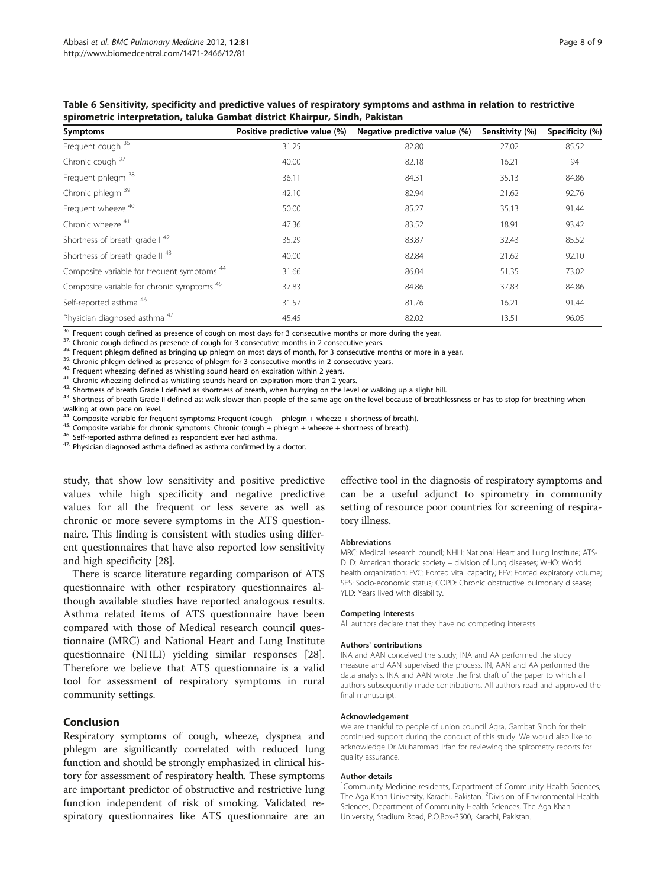**Table 6 Sensitivity, specificity and predictive values of respiratory symptoms and asthma in relation to restrictive spirometric interpretation, taluka Gambat district Khairpur, Sindh, Pakistan**

| Symptoms | Positive predictive value (%) | Negative predictive value (%) | Sensitivity (%) | Specificity (%) |
|---|---|---|---|---|
| Frequent cough [36] | 31.25 | 82.80 | 27.02 | 85.52 |
| Chronic cough [37] | 40.00 | 82.18 | 16.21 | 94 |
| Frequent phlegm [38] | 36.11 | 84.31 | 35.13 | 84.86 |
| Chronic phlegm [39] | 42.10 | 82.94 | 21.62 | 92.76 |
| Frequent wheeze [40] | 50.00 | 85.27 | 35.13 | 91.44 |
| Chronic wheeze [41] | 47.36 | 83.52 | 18.91 | 93.42 |
| Shortness of breath grade I [42] | 35.29 | 83.87 | 32.43 | 85.52 |
| Shortness of breath grade II [43] | 40.00 | 82.84 | 21.62 | 92.10 |
| Composite variable for frequent symptoms [44] | 31.66 | 86.04 | 51.35 | 73.02 |
| Composite variable for chronic symptoms [45] | 37.83 | 84.86 | 37.83 | 84.86 |
| Self-reported asthma [46] | 31.57 | 81.76 | 16.21 | 91.44 |
| Physician diagnosed asthma [47] | 45.45 | 82.02 | 13.51 | 96.05 |

[36]. Frequent cough defined as presence of cough on most days for 3 consecutive months or more during the year.
[37]. Chronic cough defined as presence of cough for 3 consecutive months in 2 consecutive years.
[38]. Frequent phlegm defined as bringing up phlegm on most days of month, for 3 consecutive months or more in a year.
[39]. Chronic phlegm defined as presence of phlegm for 3 consecutive months in 2 consecutive years.
[40]. Frequent wheezing defined as whistling sound heard on expiration within 2 years.
[41]. Chronic wheezing defined as whistling sounds heard on expiration more than 2 years.
[42]. Shortness of breath Grade I defined as shortness of breath, when hurrying on the level or walking up a slight hill.
[43]. Shortness of breath Grade II defined as: walk slower than people of the same age on the level because of breathlessness or has to stop for breathing when walking at own pace on level.
[44]. Composite variable for frequent symptoms: Frequent (cough + phlegm + wheeze + shortness of breath).
[45]. Composite variable for chronic symptoms: Chronic (cough + phlegm + wheeze + shortness of breath).
[46]. Self-reported asthma defined as respondent ever had asthma.
[47]. Physician diagnosed asthma defined as asthma confirmed by a doctor.

study, that show low sensitivity and positive predictive values while high specificity and negative predictive values for all the frequent or less severe as well as chronic or more severe symptoms in the ATS questionnaire. This finding is consistent with studies using different questionnaires that have also reported low sensitivity and high specificity [28].

There is scarce literature regarding comparison of ATS questionnaire with other respiratory questionnaires although available studies have reported analogous results. Asthma related items of ATS questionnaire have been compared with those of Medical research council questionnaire (MRC) and National Heart and Lung Institute questionnaire (NHLI) yielding similar responses [28]. Therefore we believe that ATS questionnaire is a valid tool for assessment of respiratory symptoms in rural community settings.

## Conclusion

Respiratory symptoms of cough, wheeze, dyspnea and phlegm are significantly correlated with reduced lung function and should be strongly emphasized in clinical history for assessment of respiratory health. These symptoms are important predictor of obstructive and restrictive lung function independent of risk of smoking. Validated respiratory questionnaires like ATS questionnaire are an effective tool in the diagnosis of respiratory symptoms and can be a useful adjunct to spirometry in community setting of resource poor countries for screening of respiratory illness.

#### Abbreviations

MRC: Medical research council; NHLI: National Heart and Lung Institute; ATS-DLD: American thoracic society – division of lung diseases; WHO: World health organization; FVC: Forced vital capacity; FEV: Forced expiratory volume; SES: Socio-economic status; COPD: Chronic obstructive pulmonary disease; YLD: Years lived with disability.

#### Competing interests

All authors declare that they have no competing interests.

#### Authors' contributions

INA and AAN conceived the study; INA and AA performed the study measure and AAN supervised the process. IN, AAN and AA performed the data analysis. INA and AAN wrote the first draft of the paper to which all authors subsequently made contributions. All authors read and approved the final manuscript.

#### Acknowledgement

We are thankful to people of union council Agra, Gambat Sindh for their continued support during the conduct of this study. We would also like to acknowledge Dr Muhammad Irfan for reviewing the spirometry reports for quality assurance.

#### Author details

[1]Community Medicine residents, Department of Community Health Sciences, The Aga Khan University, Karachi, Pakistan. [2]Division of Environmental Health Sciences, Department of Community Health Sciences, The Aga Khan University, Stadium Road, P.O.Box-3500, Karachi, Pakistan.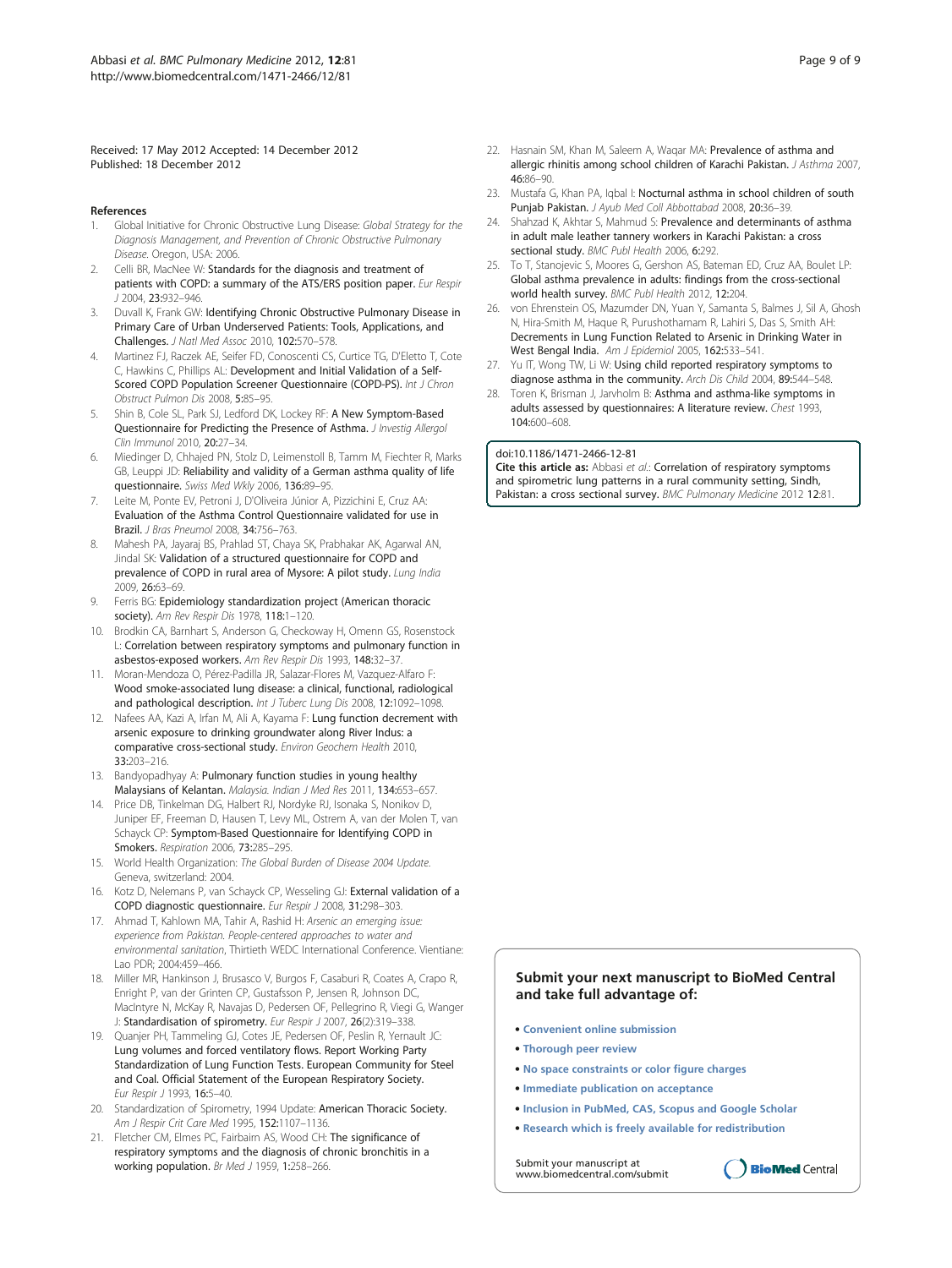Received: 17 May 2012 Accepted: 14 December 2012
Published: 18 December 2012

## References

1. Global Initiative for Chronic Obstructive Lung Disease: *Global Strategy for the Diagnosis Management, and Prevention of Chronic Obstructive Pulmonary Disease.* Oregon, USA: 2006.
2. Celli BR, MacNee W: **Standards for the diagnosis and treatment of patients with COPD: a summary of the ATS/ERS position paper.** *Eur Respir J* 2004, **23:**932–946.
3. Duvall K, Frank GW: **Identifying Chronic Obstructive Pulmonary Disease in Primary Care of Urban Underserved Patients: Tools, Applications, and Challenges.** *J Natl Med Assoc* 2010, **102:**570–578.
4. Martinez FJ, Raczek AE, Seifer FD, Conoscenti CS, Curtice TG, D'Eletto T, Cote C, Hawkins C, Phillips AL: **Development and Initial Validation of a Self-Scored COPD Population Screener Questionnaire (COPD-PS).** *Int J Chron Obstruct Pulmon Dis* 2008, **5:**85–95.
5. Shin B, Cole SL, Park SJ, Ledford DK, Lockey RF: **A New Symptom-Based Questionnaire for Predicting the Presence of Asthma.** *J Investig Allergol Clin Immunol* 2010, **20:**27–34.
6. Miedinger D, Chhajed PN, Stolz D, Leimenstoll B, Tamm M, Fiechter R, Marks GB, Leuppi JD: **Reliability and validity of a German asthma quality of life questionnaire.** *Swiss Med Wkly* 2006, **136:**89–95.
7. Leite M, Ponte EV, Petroni J, D'Oliveira Júnior A, Pizzichini E, Cruz AA: **Evaluation of the Asthma Control Questionnaire validated for use in Brazil.** *J Bras Pneumol* 2008, **34:**756–763.
8. Mahesh PA, Jayaraj BS, Prahlad ST, Chaya SK, Prabhakar AK, Agarwal AN, Jindal SK: **Validation of a structured questionnaire for COPD and prevalence of COPD in rural area of Mysore: A pilot study.** *Lung India* 2009, **26:**63–69.
9. Ferris BG: **Epidemiology standardization project (American thoracic society).** *Am Rev Respir Dis* 1978, **118:**1–120.
10. Brodkin CA, Barnhart S, Anderson G, Checkoway H, Omenn GS, Rosenstock L: **Correlation between respiratory symptoms and pulmonary function in asbestos-exposed workers.** *Am Rev Respir Dis* 1993, **148:**32–37.
11. Moran-Mendoza O, Pérez-Padilla JR, Salazar-Flores M, Vazquez-Alfaro F: **Wood smoke-associated lung disease: a clinical, functional, radiological and pathological description.** *Int J Tuberc Lung Dis* 2008, **12:**1092–1098.
12. Nafees AA, Kazi A, Irfan M, Ali A, Kayama F: **Lung function decrement with arsenic exposure to drinking groundwater along River Indus: a comparative cross-sectional study.** *Environ Geochem Health* 2010, **33:**203–216.
13. Bandyopadhyay A: **Pulmonary function studies in young healthy Malaysians of Kelantan.** *Malaysia. Indian J Med Res* 2011, **134:**653–657.
14. Price DB, Tinkelman DG, Halbert RJ, Nordyke RJ, Isonaka S, Nonikov D, Juniper EF, Freeman D, Hausen T, Levy ML, Ostrem A, van der Molen T, van Schayck CP: **Symptom-Based Questionnaire for Identifying COPD in Smokers.** *Respiration* 2006, **73:**285–295.
15. World Health Organization: *The Global Burden of Disease 2004 Update.* Geneva, switzerland: 2004.
16. Kotz D, Nelemans P, van Schayck CP, Wesseling GJ: **External validation of a COPD diagnostic questionnaire.** *Eur Respir J* 2008, **31:**298–303.
17. Ahmad T, Kahlown MA, Tahir A, Rashid H: *Arsenic an emerging issue: experience from Pakistan. People-centered approaches to water and environmental sanitation*, Thirtieth WEDC International Conference. Vientiane: Lao PDR; 2004:459–466.
18. Miller MR, Hankinson J, Brusasco V, Burgos F, Casaburi R, Coates A, Crapo R, Enright P, van der Grinten CP, Gustafsson P, Jensen R, Johnson DC, MacIntyre N, McKay R, Navajas D, Pedersen OF, Pellegrino R, Viegi G, Wanger J: **Standardisation of spirometry.** *Eur Respir J* 2007, **26**(2):319–338.
19. Quanjer PH, Tammeling GJ, Cotes JE, Pedersen OF, Peslin R, Yernault JC: **Lung volumes and forced ventilatory flows. Report Working Party Standardization of Lung Function Tests. European Community for Steel and Coal. Official Statement of the European Respiratory Society.** *Eur Respir J* 1993, **16:**5–40.
20. Standardization of Spirometry, 1994 Update: **American Thoracic Society.** *Am J Respir Crit Care Med* 1995, **152:**1107–1136.
21. Fletcher CM, Elmes PC, Fairbairn AS, Wood CH: **The significance of respiratory symptoms and the diagnosis of chronic bronchitis in a working population.** *Br Med J* 1959, **1:**258–266.
22. Hasnain SM, Khan M, Saleem A, Waqar MA: **Prevalence of asthma and allergic rhinitis among school children of Karachi Pakistan.** *J Asthma* 2007, **46:**86–90.
23. Mustafa G, Khan PA, Iqbal I: **Nocturnal asthma in school children of south Punjab Pakistan.** *J Ayub Med Coll Abbottabad* 2008, **20:**36–39.
24. Shahzad K, Akhtar S, Mahmud S: **Prevalence and determinants of asthma in adult male leather tannery workers in Karachi Pakistan: a cross sectional study.** *BMC Publ Health* 2006, **6:**292.
25. To T, Stanojevic S, Moores G, Gershon AS, Bateman ED, Cruz AA, Boulet LP: **Global asthma prevalence in adults: findings from the cross-sectional world health survey.** *BMC Publ Health* 2012, **12:**204.
26. von Ehrenstein OS, Mazumder DN, Yuan Y, Samanta S, Balmes J, Sil A, Ghosh N, Hira-Smith M, Haque R, Purushothamam R, Lahiri S, Das S, Smith AH: **Decrements in Lung Function Related to Arsenic in Drinking Water in West Bengal India.** *Am J Epidemiol* 2005, **162:**533–541.
27. Yu IT, Wong TW, Li W: **Using child reported respiratory symptoms to diagnose asthma in the community.** *Arch Dis Child* 2004, **89:**544–548.
28. Toren K, Brisman J, Jarvholm B: **Asthma and asthma-like symptoms in adults assessed by questionnaires: A literature review.** *Chest* 1993, **104:**600–608.

doi:10.1186/1471-2466-12-81

**Cite this article as:** Abbasi *et al.*: Correlation of respiratory symptoms and spirometric lung patterns in a rural community setting, Sindh, Pakistan: a cross sectional survey. *BMC Pulmonary Medicine* 2012 **12**:81.

**Submit your next manuscript to BioMed Central and take full advantage of:**

- Convenient online submission
- Thorough peer review
- No space constraints or color figure charges
- Immediate publication on acceptance
- Inclusion in PubMed, CAS, Scopus and Google Scholar
- Research which is freely available for redistribution

Submit your manuscript at
www.biomedcentral.com/submit

BioMed Central